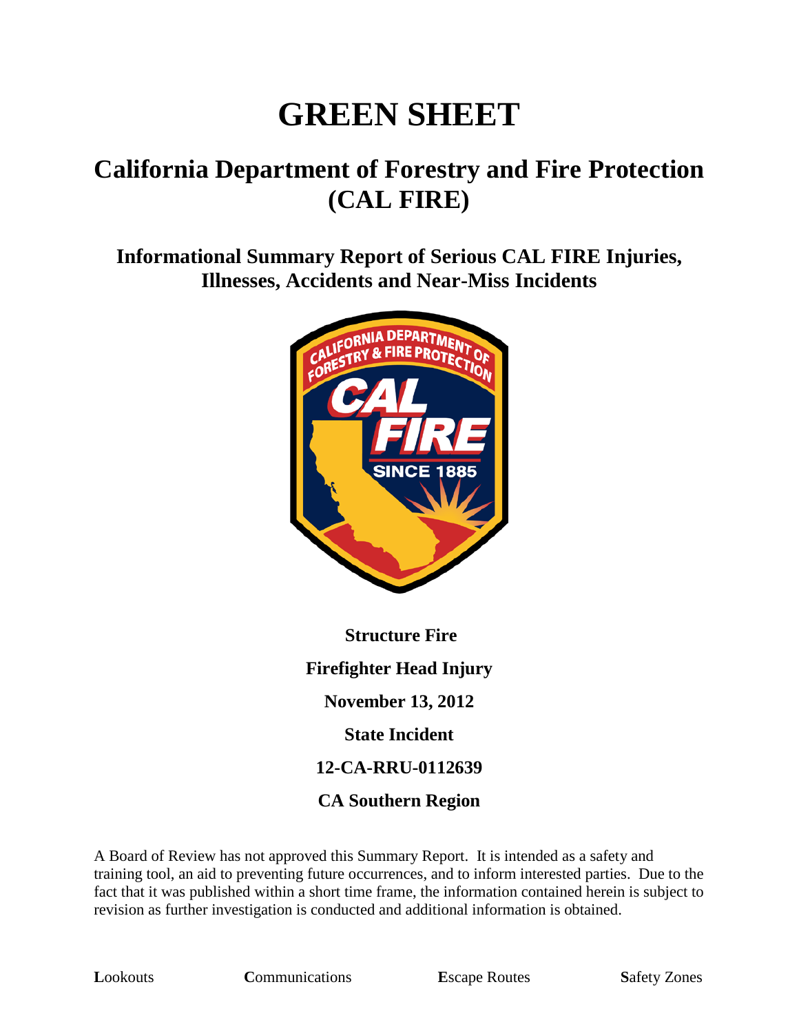# GREEN SHEET

## California Department of Forestry and Fire Protection (CAL FIRE)

### Informational Summary Report of Serious CAL FIRE Injuries, Illnesses, Accidents and Near-Miss Incidents

**Structure Fire**

**Firefighter Head Injury**

**November 13, 2012**

**State Incident**

**12-CA-RRU-0112639**

**CA Southern Region**

A Board of Review has not approved this Summary Report. It is intended as a safety and training tool, an aid to preventing future occurrences, and to inform interested parties. Due to the fact that it was published within a short time frame, the information contained herein is subject to revision as further investigation is conducted and additional information is obtained.

**L**ookouts **C**ommunications **E**scape Routes **S**afety Zones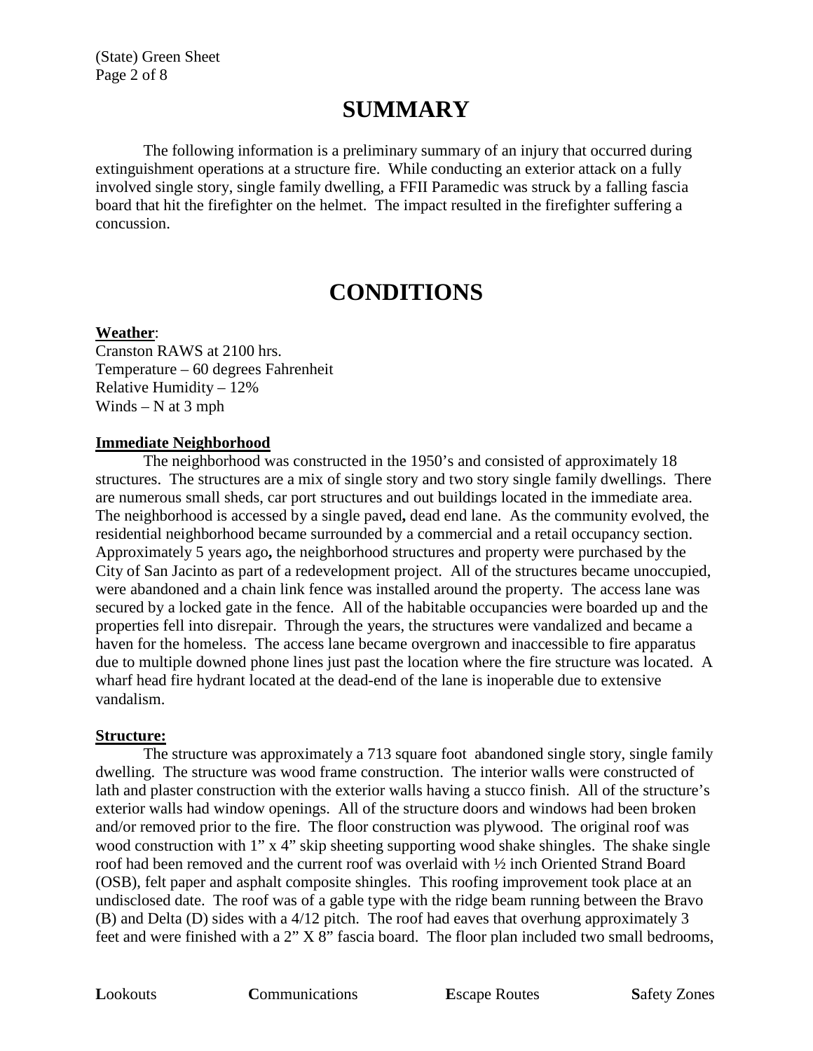# SUMMARY

The following information is a preliminary summary of an injury that occurred during extinguishment operations at a structure fire. While conducting an exterior attack on a fully involved single story, single family dwelling, a FFII Paramedic was struck by a falling fascia board that hit the firefighter on the helmet. The impact resulted in the firefighter suffering a concussion.

# CONDITIONS

**Weather**:
Cranston RAWS at 2100 hrs.
Temperature – 60 degrees Fahrenheit
Relative Humidity – 12%
Winds – N at 3 mph

**Immediate Neighborhood**

The neighborhood was constructed in the 1950's and consisted of approximately 18 structures. The structures are a mix of single story and two story single family dwellings. There are numerous small sheds, car port structures and out buildings located in the immediate area. The neighborhood is accessed by a single paved**,** dead end lane. As the community evolved, the residential neighborhood became surrounded by a commercial and a retail occupancy section. Approximately 5 years ago**,** the neighborhood structures and property were purchased by the City of San Jacinto as part of a redevelopment project. All of the structures became unoccupied, were abandoned and a chain link fence was installed around the property. The access lane was secured by a locked gate in the fence. All of the habitable occupancies were boarded up and the properties fell into disrepair. Through the years, the structures were vandalized and became a haven for the homeless. The access lane became overgrown and inaccessible to fire apparatus due to multiple downed phone lines just past the location where the fire structure was located. A wharf head fire hydrant located at the dead-end of the lane is inoperable due to extensive vandalism.

**Structure:**

The structure was approximately a 713 square foot abandoned single story, single family dwelling. The structure was wood frame construction. The interior walls were constructed of lath and plaster construction with the exterior walls having a stucco finish. All of the structure's exterior walls had window openings. All of the structure doors and windows had been broken and/or removed prior to the fire. The floor construction was plywood. The original roof was wood construction with 1" x 4" skip sheeting supporting wood shake shingles. The shake single roof had been removed and the current roof was overlaid with ½ inch Oriented Strand Board (OSB), felt paper and asphalt composite shingles. This roofing improvement took place at an undisclosed date. The roof was of a gable type with the ridge beam running between the Bravo (B) and Delta (D) sides with a 4/12 pitch. The roof had eaves that overhung approximately 3 feet and were finished with a 2" X 8" fascia board. The floor plan included two small bedrooms,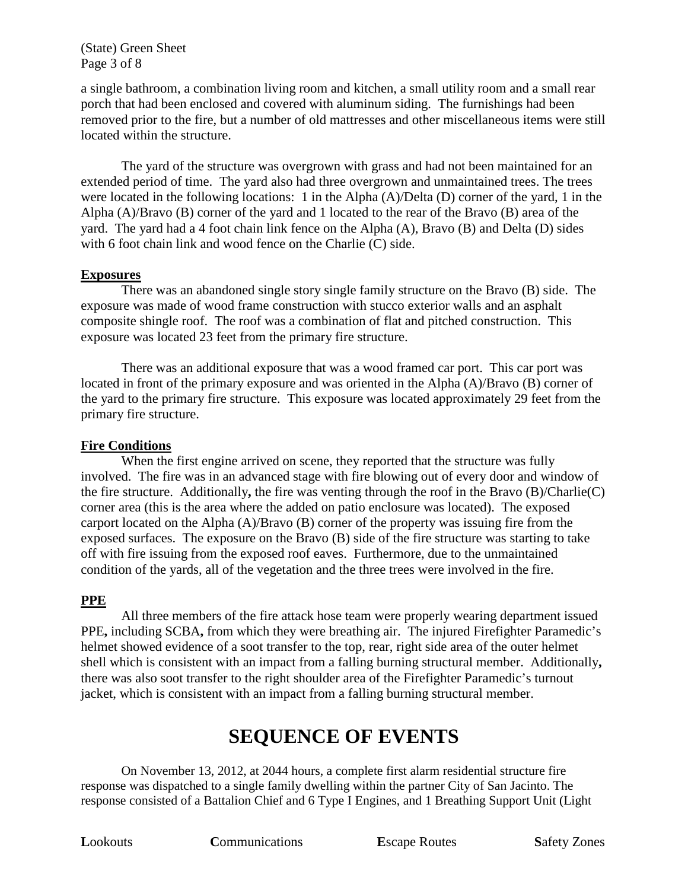a single bathroom, a combination living room and kitchen, a small utility room and a small rear porch that had been enclosed and covered with aluminum siding. The furnishings had been removed prior to the fire, but a number of old mattresses and other miscellaneous items were still located within the structure.

The yard of the structure was overgrown with grass and had not been maintained for an extended period of time. The yard also had three overgrown and unmaintained trees. The trees were located in the following locations: 1 in the Alpha (A)/Delta (D) corner of the yard, 1 in the Alpha (A)/Bravo (B) corner of the yard and 1 located to the rear of the Bravo (B) area of the yard. The yard had a 4 foot chain link fence on the Alpha (A), Bravo (B) and Delta (D) sides with 6 foot chain link and wood fence on the Charlie (C) side.

**Exposures**

There was an abandoned single story single family structure on the Bravo (B) side. The exposure was made of wood frame construction with stucco exterior walls and an asphalt composite shingle roof. The roof was a combination of flat and pitched construction. This exposure was located 23 feet from the primary fire structure.

There was an additional exposure that was a wood framed car port. This car port was located in front of the primary exposure and was oriented in the Alpha (A)/Bravo (B) corner of the yard to the primary fire structure. This exposure was located approximately 29 feet from the primary fire structure.

**Fire Conditions**

When the first engine arrived on scene, they reported that the structure was fully involved. The fire was in an advanced stage with fire blowing out of every door and window of the fire structure. Additionally, the fire was venting through the roof in the Bravo (B)/Charlie(C) corner area (this is the area where the added on patio enclosure was located). The exposed carport located on the Alpha (A)/Bravo (B) corner of the property was issuing fire from the exposed surfaces. The exposure on the Bravo (B) side of the fire structure was starting to take off with fire issuing from the exposed roof eaves. Furthermore, due to the unmaintained condition of the yards, all of the vegetation and the three trees were involved in the fire.

**PPE**

All three members of the fire attack hose team were properly wearing department issued PPE, including SCBA, from which they were breathing air. The injured Firefighter Paramedic's helmet showed evidence of a soot transfer to the top, rear, right side area of the outer helmet shell which is consistent with an impact from a falling burning structural member. Additionally, there was also soot transfer to the right shoulder area of the Firefighter Paramedic's turnout jacket, which is consistent with an impact from a falling burning structural member.

# SEQUENCE OF EVENTS

On November 13, 2012, at 2044 hours, a complete first alarm residential structure fire response was dispatched to a single family dwelling within the partner City of San Jacinto. The response consisted of a Battalion Chief and 6 Type I Engines, and 1 Breathing Support Unit (Light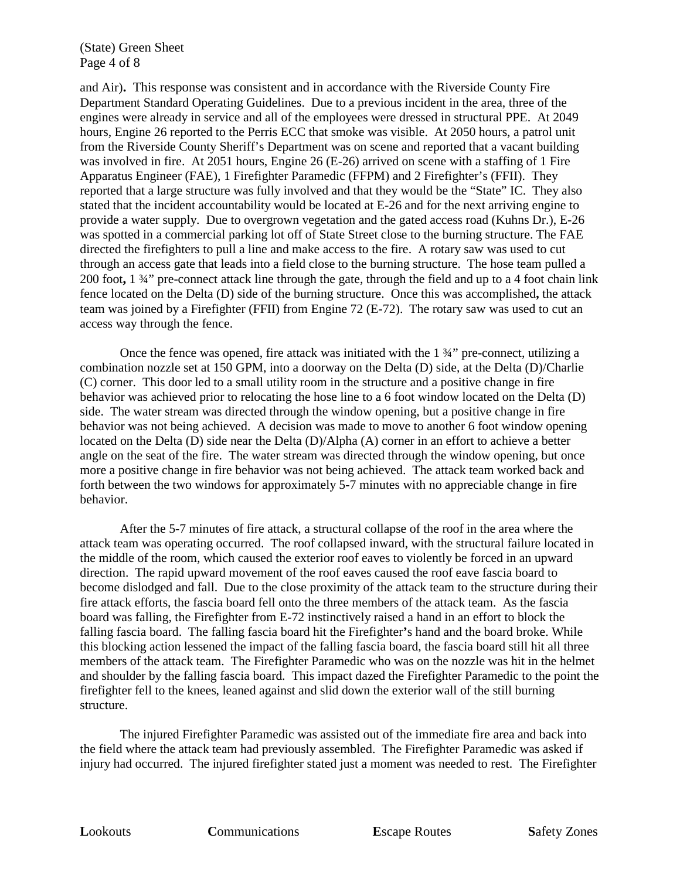and Air)**.** This response was consistent and in accordance with the Riverside County Fire Department Standard Operating Guidelines. Due to a previous incident in the area, three of the engines were already in service and all of the employees were dressed in structural PPE. At 2049 hours, Engine 26 reported to the Perris ECC that smoke was visible. At 2050 hours, a patrol unit from the Riverside County Sheriff's Department was on scene and reported that a vacant building was involved in fire. At 2051 hours, Engine 26 (E-26) arrived on scene with a staffing of 1 Fire Apparatus Engineer (FAE), 1 Firefighter Paramedic (FFPM) and 2 Firefighter's (FFII). They reported that a large structure was fully involved and that they would be the "State" IC. They also stated that the incident accountability would be located at E-26 and for the next arriving engine to provide a water supply. Due to overgrown vegetation and the gated access road (Kuhns Dr.), E-26 was spotted in a commercial parking lot off of State Street close to the burning structure. The FAE directed the firefighters to pull a line and make access to the fire. A rotary saw was used to cut through an access gate that leads into a field close to the burning structure. The hose team pulled a 200 foot**,** 1 ¾" pre-connect attack line through the gate, through the field and up to a 4 foot chain link fence located on the Delta (D) side of the burning structure. Once this was accomplished**,** the attack team was joined by a Firefighter (FFII) from Engine 72 (E-72). The rotary saw was used to cut an access way through the fence.

Once the fence was opened, fire attack was initiated with the 1 ¾" pre-connect, utilizing a combination nozzle set at 150 GPM, into a doorway on the Delta (D) side, at the Delta (D)/Charlie (C) corner. This door led to a small utility room in the structure and a positive change in fire behavior was achieved prior to relocating the hose line to a 6 foot window located on the Delta (D) side. The water stream was directed through the window opening, but a positive change in fire behavior was not being achieved. A decision was made to move to another 6 foot window opening located on the Delta (D) side near the Delta (D)/Alpha (A) corner in an effort to achieve a better angle on the seat of the fire. The water stream was directed through the window opening, but once more a positive change in fire behavior was not being achieved. The attack team worked back and forth between the two windows for approximately 5-7 minutes with no appreciable change in fire behavior.

After the 5-7 minutes of fire attack, a structural collapse of the roof in the area where the attack team was operating occurred. The roof collapsed inward, with the structural failure located in the middle of the room, which caused the exterior roof eaves to violently be forced in an upward direction. The rapid upward movement of the roof eaves caused the roof eave fascia board to become dislodged and fall. Due to the close proximity of the attack team to the structure during their fire attack efforts, the fascia board fell onto the three members of the attack team. As the fascia board was falling, the Firefighter from E-72 instinctively raised a hand in an effort to block the falling fascia board. The falling fascia board hit the Firefighter**'**s hand and the board broke. While this blocking action lessened the impact of the falling fascia board, the fascia board still hit all three members of the attack team. The Firefighter Paramedic who was on the nozzle was hit in the helmet and shoulder by the falling fascia board. This impact dazed the Firefighter Paramedic to the point the firefighter fell to the knees, leaned against and slid down the exterior wall of the still burning structure.

The injured Firefighter Paramedic was assisted out of the immediate fire area and back into the field where the attack team had previously assembled. The Firefighter Paramedic was asked if injury had occurred. The injured firefighter stated just a moment was needed to rest. The Firefighter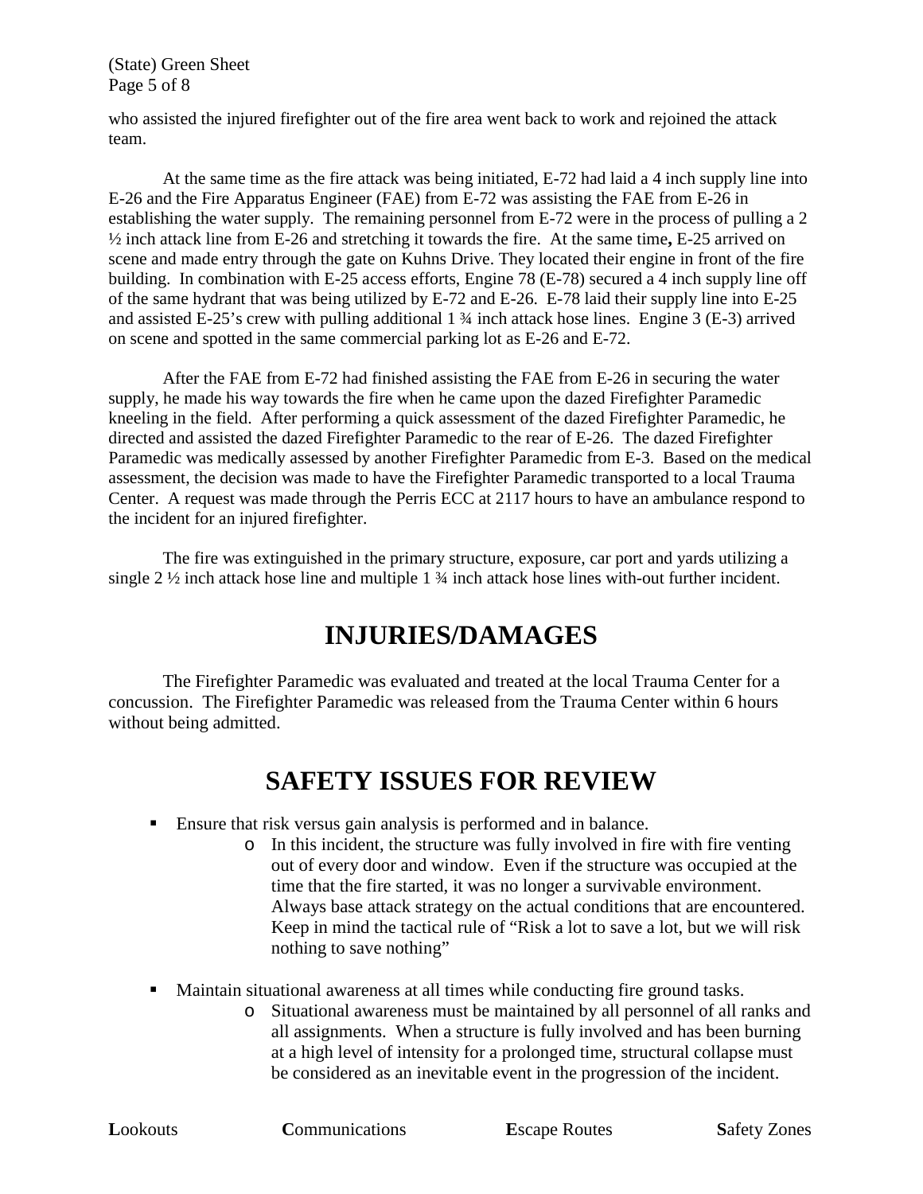who assisted the injured firefighter out of the fire area went back to work and rejoined the attack team.

At the same time as the fire attack was being initiated, E-72 had laid a 4 inch supply line into E-26 and the Fire Apparatus Engineer (FAE) from E-72 was assisting the FAE from E-26 in establishing the water supply. The remaining personnel from E-72 were in the process of pulling a 2 ½ inch attack line from E-26 and stretching it towards the fire. At the same time**,** E-25 arrived on scene and made entry through the gate on Kuhns Drive. They located their engine in front of the fire building. In combination with E-25 access efforts, Engine 78 (E-78) secured a 4 inch supply line off of the same hydrant that was being utilized by E-72 and E-26. E-78 laid their supply line into E-25 and assisted E-25's crew with pulling additional 1 ¾ inch attack hose lines. Engine 3 (E-3) arrived on scene and spotted in the same commercial parking lot as E-26 and E-72.

After the FAE from E-72 had finished assisting the FAE from E-26 in securing the water supply, he made his way towards the fire when he came upon the dazed Firefighter Paramedic kneeling in the field. After performing a quick assessment of the dazed Firefighter Paramedic, he directed and assisted the dazed Firefighter Paramedic to the rear of E-26. The dazed Firefighter Paramedic was medically assessed by another Firefighter Paramedic from E-3. Based on the medical assessment, the decision was made to have the Firefighter Paramedic transported to a local Trauma Center. A request was made through the Perris ECC at 2117 hours to have an ambulance respond to the incident for an injured firefighter.

The fire was extinguished in the primary structure, exposure, car port and yards utilizing a single 2 ½ inch attack hose line and multiple 1 ¾ inch attack hose lines with-out further incident.

# INJURIES/DAMAGES

The Firefighter Paramedic was evaluated and treated at the local Trauma Center for a concussion. The Firefighter Paramedic was released from the Trauma Center within 6 hours without being admitted.

# SAFETY ISSUES FOR REVIEW

- Ensure that risk versus gain analysis is performed and in balance.
  - In this incident, the structure was fully involved in fire with fire venting out of every door and window. Even if the structure was occupied at the time that the fire started, it was no longer a survivable environment. Always base attack strategy on the actual conditions that are encountered. Keep in mind the tactical rule of "Risk a lot to save a lot, but we will risk nothing to save nothing"

- Maintain situational awareness at all times while conducting fire ground tasks.
  - Situational awareness must be maintained by all personnel of all ranks and all assignments. When a structure is fully involved and has been burning at a high level of intensity for a prolonged time, structural collapse must be considered as an inevitable event in the progression of the incident.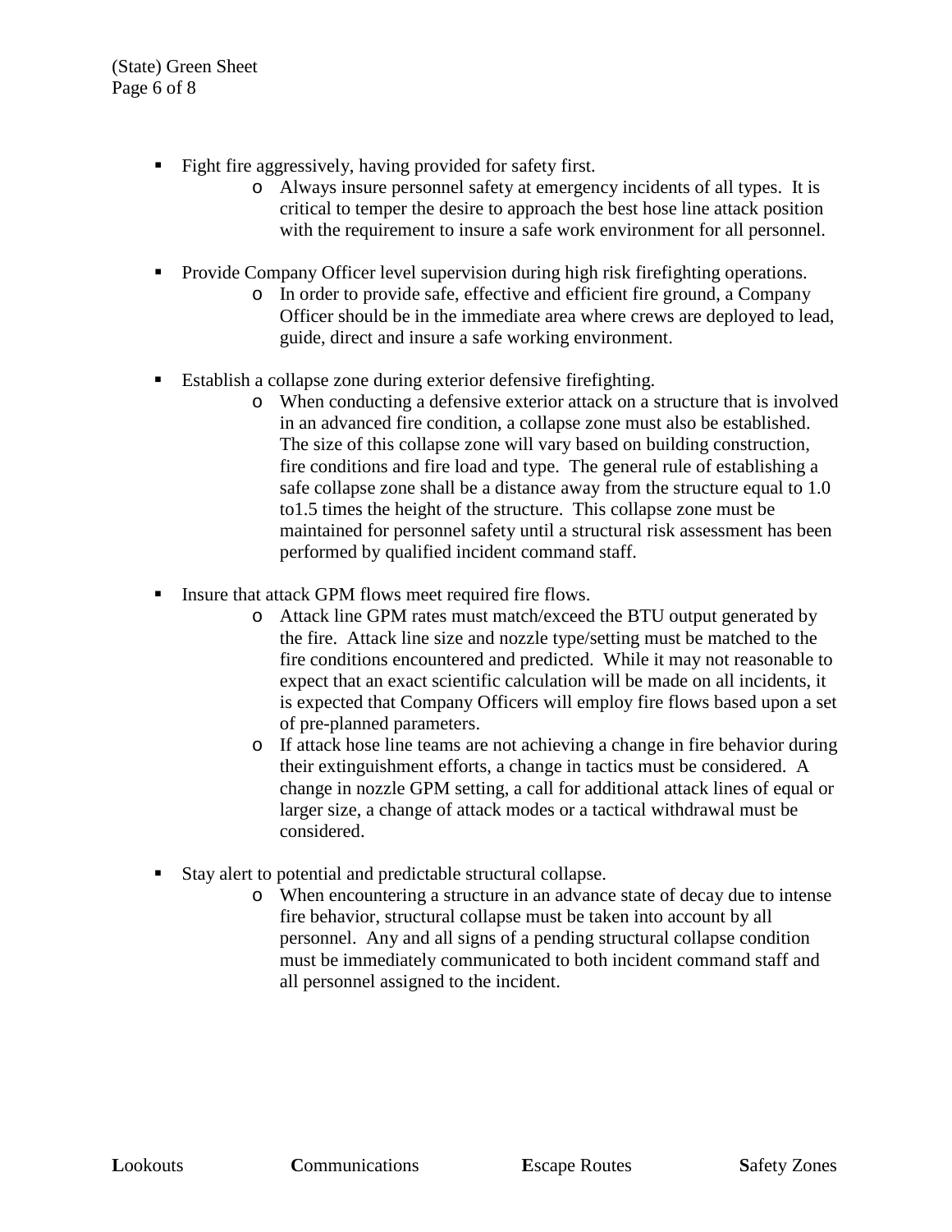- Fight fire aggressively, having provided for safety first.
  - Always insure personnel safety at emergency incidents of all types. It is critical to temper the desire to approach the best hose line attack position with the requirement to insure a safe work environment for all personnel.

- Provide Company Officer level supervision during high risk firefighting operations.
  - In order to provide safe, effective and efficient fire ground, a Company Officer should be in the immediate area where crews are deployed to lead, guide, direct and insure a safe working environment.

- Establish a collapse zone during exterior defensive firefighting.
  - When conducting a defensive exterior attack on a structure that is involved in an advanced fire condition, a collapse zone must also be established. The size of this collapse zone will vary based on building construction, fire conditions and fire load and type. The general rule of establishing a safe collapse zone shall be a distance away from the structure equal to 1.0 to1.5 times the height of the structure. This collapse zone must be maintained for personnel safety until a structural risk assessment has been performed by qualified incident command staff.

- Insure that attack GPM flows meet required fire flows.
  - Attack line GPM rates must match/exceed the BTU output generated by the fire. Attack line size and nozzle type/setting must be matched to the fire conditions encountered and predicted. While it may not reasonable to expect that an exact scientific calculation will be made on all incidents, it is expected that Company Officers will employ fire flows based upon a set of pre-planned parameters.
  - If attack hose line teams are not achieving a change in fire behavior during their extinguishment efforts, a change in tactics must be considered. A change in nozzle GPM setting, a call for additional attack lines of equal or larger size, a change of attack modes or a tactical withdrawal must be considered.

- Stay alert to potential and predictable structural collapse.
  - When encountering a structure in an advance state of decay due to intense fire behavior, structural collapse must be taken into account by all personnel. Any and all signs of a pending structural collapse condition must be immediately communicated to both incident command staff and all personnel assigned to the incident.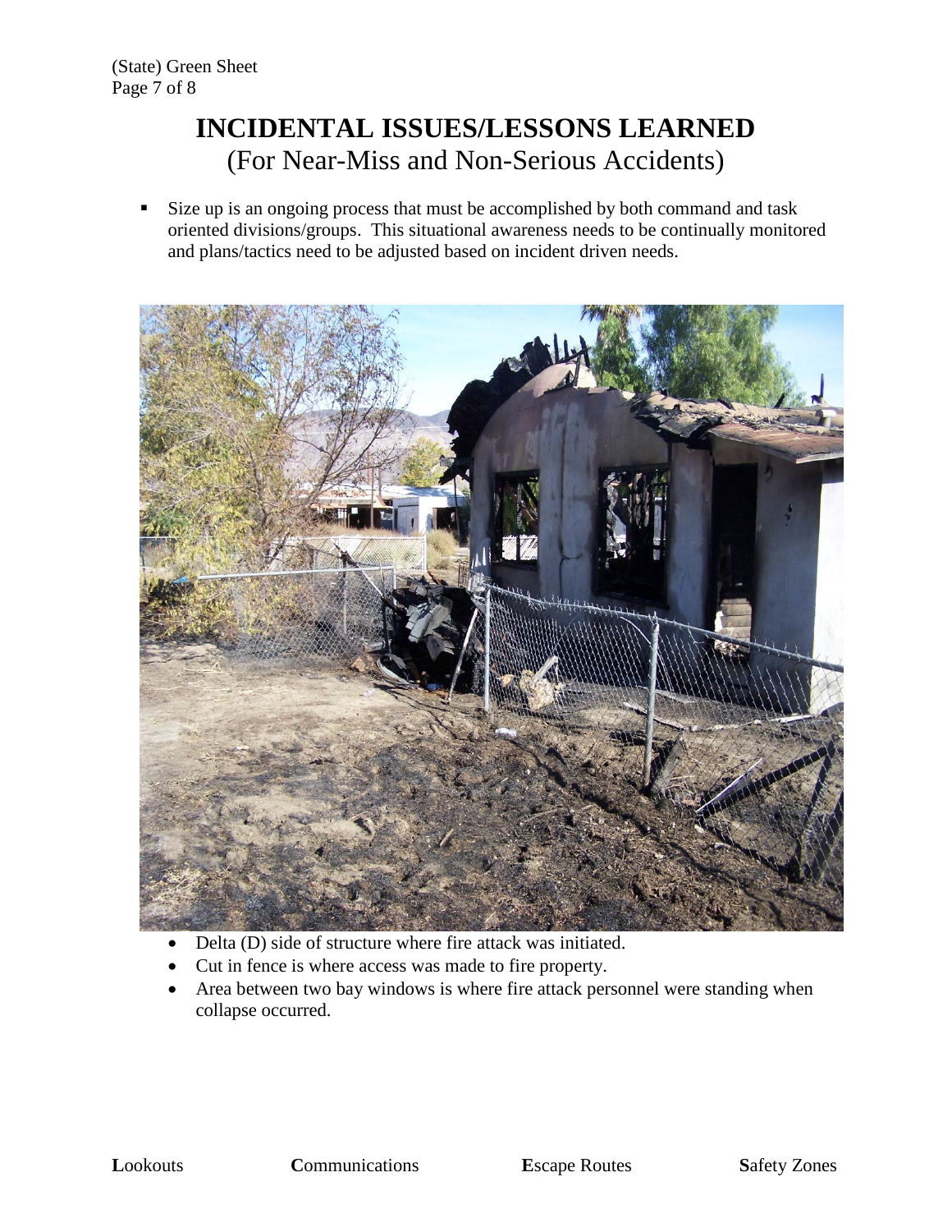# INCIDENTAL ISSUES/LESSONS LEARNED

(For Near-Miss and Non-Serious Accidents)

- Size up is an ongoing process that must be accomplished by both command and task oriented divisions/groups. This situational awareness needs to be continually monitored and plans/tactics need to be adjusted based on incident driven needs.

- Delta (D) side of structure where fire attack was initiated.
- Cut in fence is where access was made to fire property.
- Area between two bay windows is where fire attack personnel were standing when collapse occurred.

**L**ookouts **C**ommunications **E**scape Routes **S**afety Zones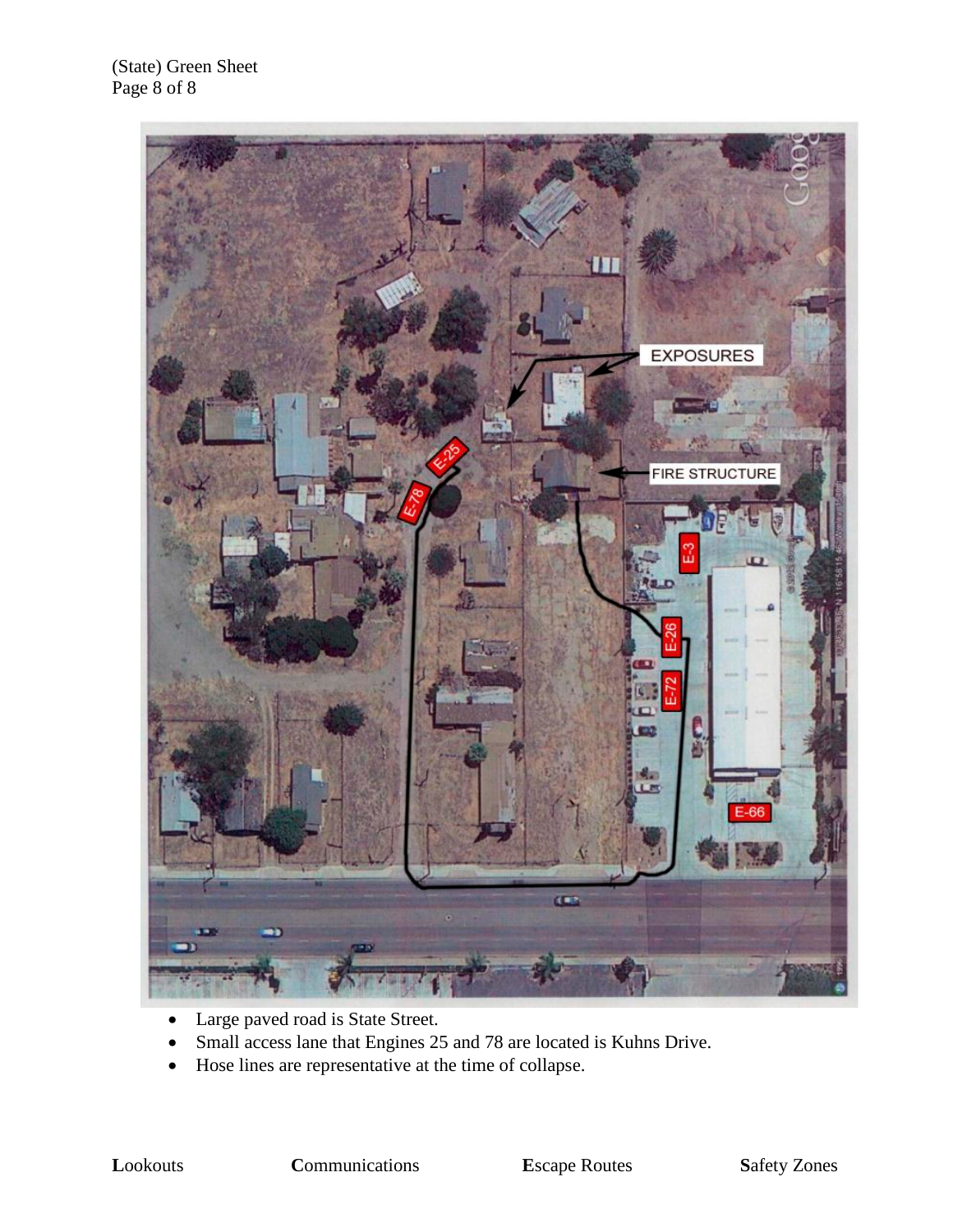- Large paved road is State Street.
- Small access lane that Engines 25 and 78 are located is Kuhns Drive.
- Hose lines are representative at the time of collapse.

**L**ookouts **C**ommunications **E**scape Routes **S**afety Zones